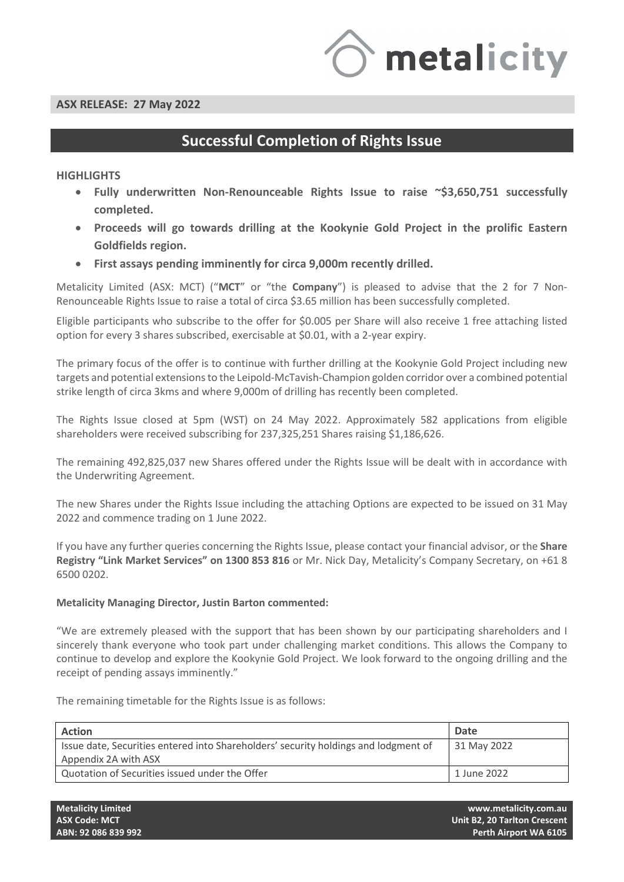**ASX RELEASE: 27 May 2022**

# Successful Completion of Rights Issue

**HIGHLIGHTS**

- **Fully underwritten Non-Renounceable Rights Issue to raise ~$3,650,751 successfully completed.**
- **Proceeds will go towards drilling at the Kookynie Gold Project in the prolific Eastern Goldfields region.**
- **First assays pending imminently for circa 9,000m recently drilled.**

Metalicity Limited (ASX: MCT) ("**MCT**" or "the **Company**") is pleased to advise that the 2 for 7 Non-Renounceable Rights Issue to raise a total of circa $3.65 million has been successfully completed.

Eligible participants who subscribe to the offer for $0.005 per Share will also receive 1 free attaching listed option for every 3 shares subscribed, exercisable at $0.01, with a 2-year expiry.

The primary focus of the offer is to continue with further drilling at the Kookynie Gold Project including new targets and potential extensions to the Leipold-McTavish-Champion golden corridor over a combined potential strike length of circa 3kms and where 9,000m of drilling has recently been completed.

The Rights Issue closed at 5pm (WST) on 24 May 2022. Approximately 582 applications from eligible shareholders were received subscribing for 237,325,251 Shares raising $1,186,626.

The remaining 492,825,037 new Shares offered under the Rights Issue will be dealt with in accordance with the Underwriting Agreement.

The new Shares under the Rights Issue including the attaching Options are expected to be issued on 31 May 2022 and commence trading on 1 June 2022.

If you have any further queries concerning the Rights Issue, please contact your financial advisor, or the **Share Registry "Link Market Services" on 1300 853 816** or Mr. Nick Day, Metalicity's Company Secretary, on +61 8 6500 0202.

**Metalicity Managing Director, Justin Barton commented:**

"We are extremely pleased with the support that has been shown by our participating shareholders and I sincerely thank everyone who took part under challenging market conditions. This allows the Company to continue to develop and explore the Kookynie Gold Project. We look forward to the ongoing drilling and the receipt of pending assays imminently."

The remaining timetable for the Rights Issue is as follows:

| Action | Date |
| --- | --- |
| Issue date, Securities entered into Shareholders' security holdings and lodgment of Appendix 2A with ASX | 31 May 2022 |
| Quotation of Securities issued under the Offer | 1 June 2022 |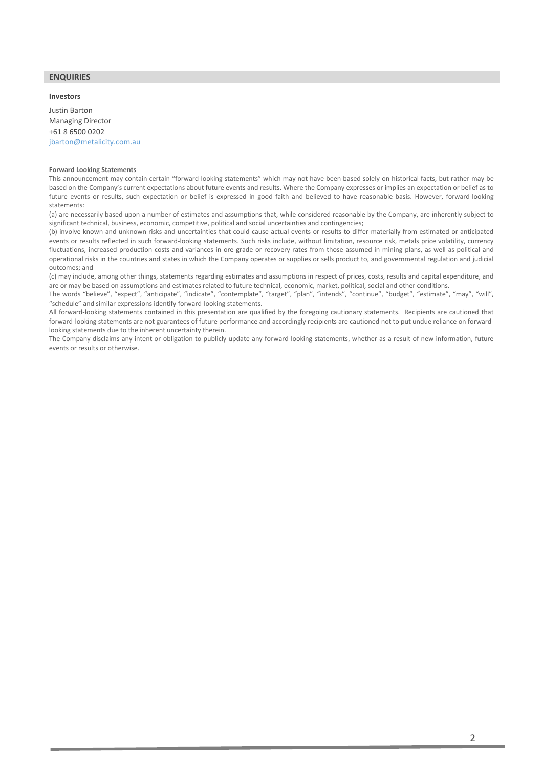## ENQUIRIES

**Investors**

Justin Barton
Managing Director
+61 8 6500 0202
jbarton@metalicity.com.au

**Forward Looking Statements**

This announcement may contain certain "forward-looking statements" which may not have been based solely on historical facts, but rather may be based on the Company's current expectations about future events and results. Where the Company expresses or implies an expectation or belief as to future events or results, such expectation or belief is expressed in good faith and believed to have reasonable basis. However, forward-looking statements:

(a) are necessarily based upon a number of estimates and assumptions that, while considered reasonable by the Company, are inherently subject to significant technical, business, economic, competitive, political and social uncertainties and contingencies;

(b) involve known and unknown risks and uncertainties that could cause actual events or results to differ materially from estimated or anticipated events or results reflected in such forward-looking statements. Such risks include, without limitation, resource risk, metals price volatility, currency fluctuations, increased production costs and variances in ore grade or recovery rates from those assumed in mining plans, as well as political and operational risks in the countries and states in which the Company operates or supplies or sells product to, and governmental regulation and judicial outcomes; and

(c) may include, among other things, statements regarding estimates and assumptions in respect of prices, costs, results and capital expenditure, and are or may be based on assumptions and estimates related to future technical, economic, market, political, social and other conditions.

The words "believe", "expect", "anticipate", "indicate", "contemplate", "target", "plan", "intends", "continue", "budget", "estimate", "may", "will", "schedule" and similar expressions identify forward-looking statements.

All forward-looking statements contained in this presentation are qualified by the foregoing cautionary statements. Recipients are cautioned that forward-looking statements are not guarantees of future performance and accordingly recipients are cautioned not to put undue reliance on forward-looking statements due to the inherent uncertainty therein.

The Company disclaims any intent or obligation to publicly update any forward-looking statements, whether as a result of new information, future events or results or otherwise.